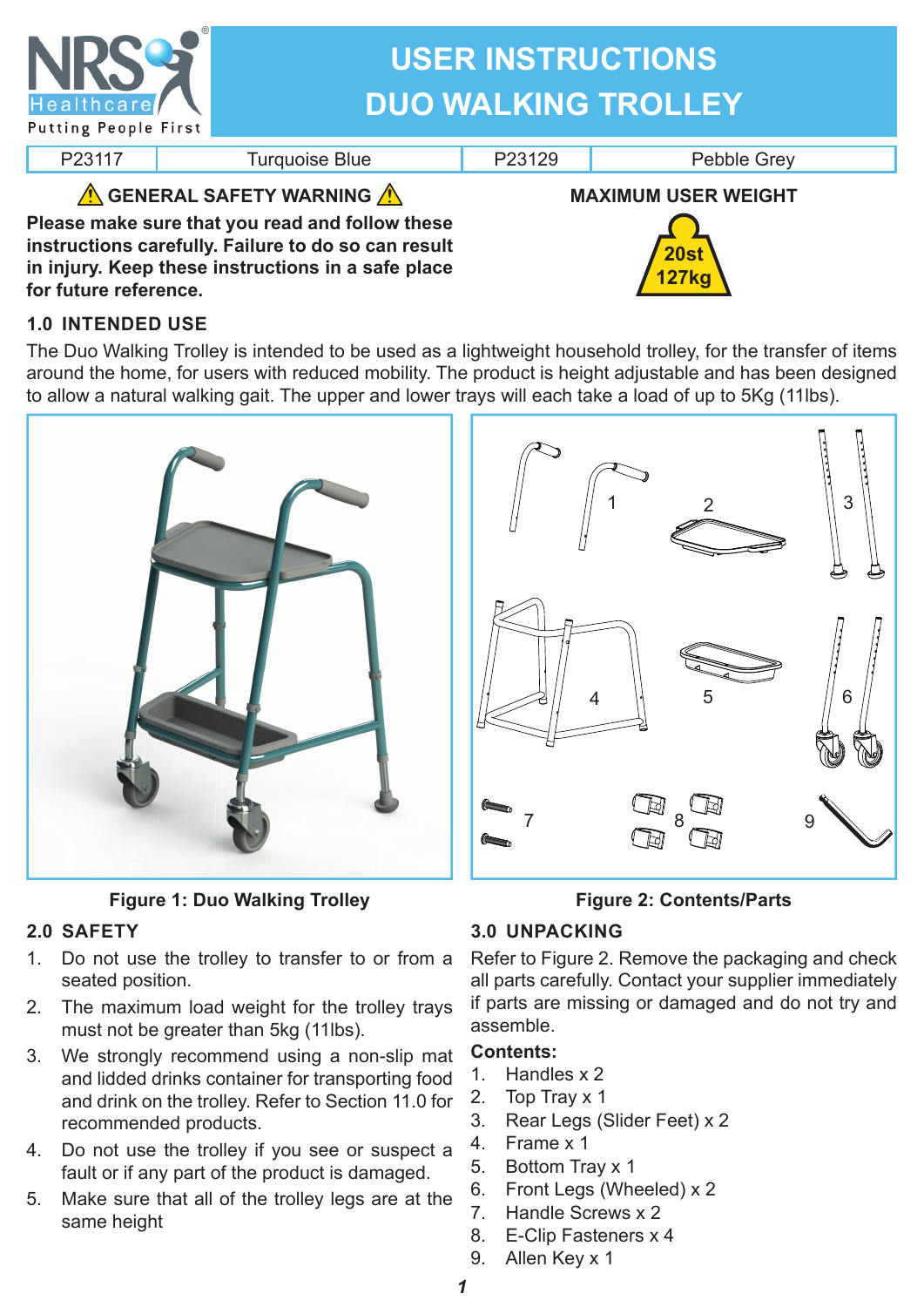NRS Healthcare
Putting People First

# USER INSTRUCTIONS
# DUO WALKING TROLLEY

| P23117 | Turquoise Blue | P23129 | Pebble Grey |
| --- | --- | --- | --- |

**⚠ GENERAL SAFETY WARNING ⚠**

**Please make sure that you read and follow these instructions carefully. Failure to do so can result in injury. Keep these instructions in a safe place for future reference.**

**MAXIMUM USER WEIGHT**

**20st**
**127kg**

## 1.0 INTENDED USE

The Duo Walking Trolley is intended to be used as a lightweight household trolley, for the transfer of items around the home, for users with reduced mobility. The product is height adjustable and has been designed to allow a natural walking gait. The upper and lower trays will each take a load of up to 5Kg (11lbs).

**Figure 1: Duo Walking Trolley**

**Figure 2: Contents/Parts**

## 2.0 SAFETY

1. Do not use the trolley to transfer to or from a seated position.
2. The maximum load weight for the trolley trays must not be greater than 5kg (11lbs).
3. We strongly recommend using a non-slip mat and lidded drinks container for transporting food and drink on the trolley. Refer to Section 11.0 for recommended products.
4. Do not use the trolley if you see or suspect a fault or if any part of the product is damaged.
5. Make sure that all of the trolley legs are at the same height

## 3.0 UNPACKING

Refer to Figure 2. Remove the packaging and check all parts carefully. Contact your supplier immediately if parts are missing or damaged and do not try and assemble.

**Contents:**

1. Handles x 2
2. Top Tray x 1
3. Rear Legs (Slider Feet) x 2
4. Frame x 1
5. Bottom Tray x 1
6. Front Legs (Wheeled) x 2
7. Handle Screws x 2
8. E-Clip Fasteners x 4
9. Allen Key x 1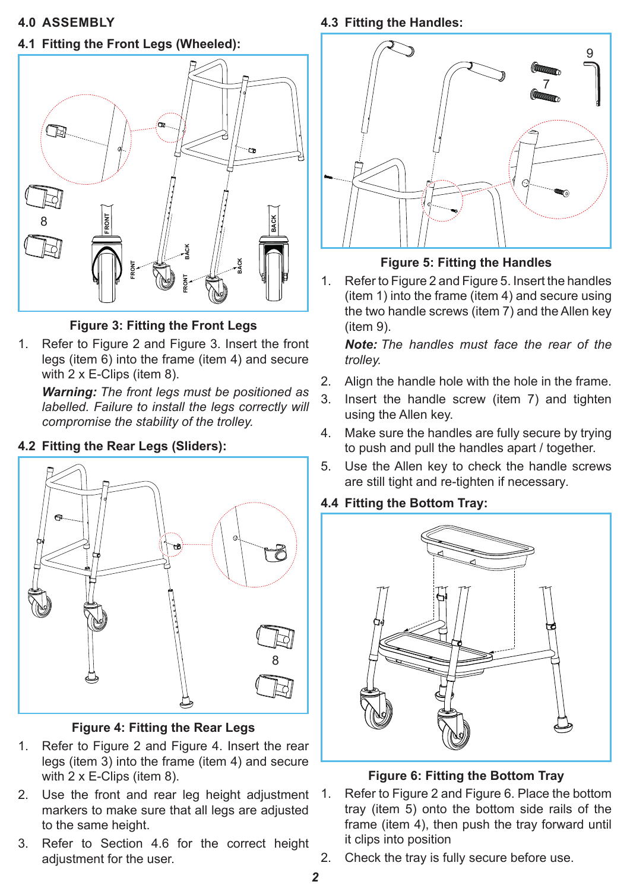## 4.0 ASSEMBLY

### 4.1 Fitting the Front Legs (Wheeled):

**Figure 3: Fitting the Front Legs**

1. Refer to Figure 2 and Figure 3. Insert the front legs (item 6) into the frame (item 4) and secure with 2 x E-Clips (item 8).

   ***Warning:*** *The front legs must be positioned as labelled. Failure to install the legs correctly will compromise the stability of the trolley.*

### 4.2 Fitting the Rear Legs (Sliders):

**Figure 4: Fitting the Rear Legs**

1. Refer to Figure 2 and Figure 4. Insert the rear legs (item 3) into the frame (item 4) and secure with 2 x E-Clips (item 8).
2. Use the front and rear leg height adjustment markers to make sure that all legs are adjusted to the same height.
3. Refer to Section 4.6 for the correct height adjustment for the user.

### 4.3 Fitting the Handles:

**Figure 5: Fitting the Handles**

1. Refer to Figure 2 and Figure 5. Insert the handles (item 1) into the frame (item 4) and secure using the two handle screws (item 7) and the Allen key (item 9).

   ***Note:*** *The handles must face the rear of the trolley.*
2. Align the handle hole with the hole in the frame.
3. Insert the handle screw (item 7) and tighten using the Allen key.
4. Make sure the handles are fully secure by trying to push and pull the handles apart / together.
5. Use the Allen key to check the handle screws are still tight and re-tighten if necessary.

### 4.4 Fitting the Bottom Tray:

**Figure 6: Fitting the Bottom Tray**

1. Refer to Figure 2 and Figure 6. Place the bottom tray (item 5) onto the bottom side rails of the frame (item 4), then push the tray forward until it clips into position
2. Check the tray is fully secure before use.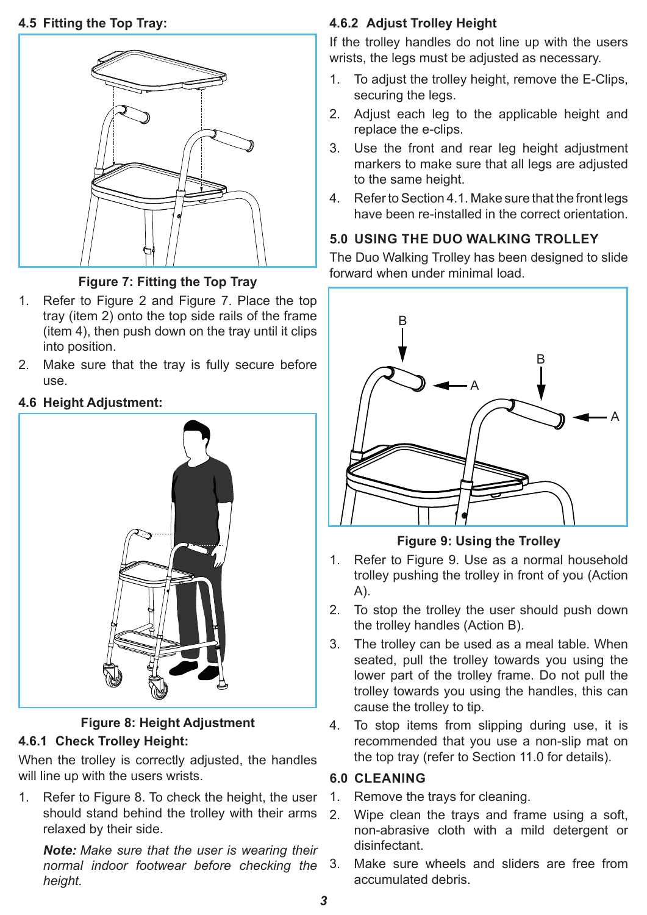## 4.5 Fitting the Top Tray:

Figure 7: Fitting the Top Tray

1. Refer to Figure 2 and Figure 7. Place the top tray (item 2) onto the top side rails of the frame (item 4), then push down on the tray until it clips into position.
2. Make sure that the tray is fully secure before use.

## 4.6 Height Adjustment:

Figure 8: Height Adjustment

### 4.6.1 Check Trolley Height:

When the trolley is correctly adjusted, the handles will line up with the users wrists.

1. Refer to Figure 8. To check the height, the user should stand behind the trolley with their arms relaxed by their side.

   ***Note:*** *Make sure that the user is wearing their normal indoor footwear before checking the height.*

### 4.6.2 Adjust Trolley Height

If the trolley handles do not line up with the users wrists, the legs must be adjusted as necessary.

1. To adjust the trolley height, remove the E-Clips, securing the legs.
2. Adjust each leg to the applicable height and replace the e-clips.
3. Use the front and rear leg height adjustment markers to make sure that all legs are adjusted to the same height.
4. Refer to Section 4.1. Make sure that the front legs have been re-installed in the correct orientation.

## 5.0 USING THE DUO WALKING TROLLEY

The Duo Walking Trolley has been designed to slide forward when under minimal load.

Figure 9: Using the Trolley

1. Refer to Figure 9. Use as a normal household trolley pushing the trolley in front of you (Action A).
2. To stop the trolley the user should push down the trolley handles (Action B).
3. The trolley can be used as a meal table. When seated, pull the trolley towards you using the lower part of the trolley frame. Do not pull the trolley towards you using the handles, this can cause the trolley to tip.
4. To stop items from slipping during use, it is recommended that you use a non-slip mat on the top tray (refer to Section 11.0 for details).

## 6.0 CLEANING

1. Remove the trays for cleaning.
2. Wipe clean the trays and frame using a soft, non-abrasive cloth with a mild detergent or disinfectant.
3. Make sure wheels and sliders are free from accumulated debris.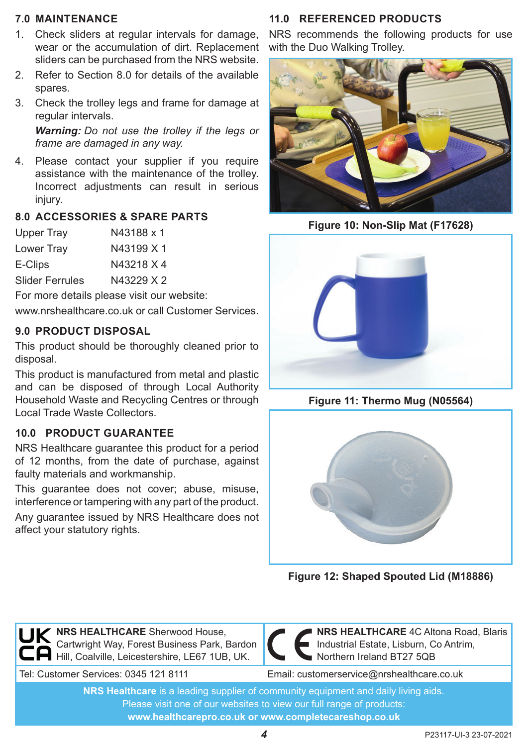## 7.0 MAINTENANCE

1. Check sliders at regular intervals for damage, wear or the accumulation of dirt. Replacement sliders can be purchased from the NRS website.
2. Refer to Section 8.0 for details of the available spares.
3. Check the trolley legs and frame for damage at regular intervals.

   ***Warning:*** *Do not use the trolley if the legs or frame are damaged in any way.*

4. Please contact your supplier if you require assistance with the maintenance of the trolley. Incorrect adjustments can result in serious injury.

## 8.0 ACCESSORIES & SPARE PARTS

| | |
|---|---|
| Upper Tray | N43188 x 1 |
| Lower Tray | N43199 X 1 |
| E-Clips | N43218 X 4 |
| Slider Ferrules | N43229 X 2 |

For more details please visit our website:

www.nrshealthcare.co.uk or call Customer Services.

## 9.0 PRODUCT DISPOSAL

This product should be thoroughly cleaned prior to disposal.

This product is manufactured from metal and plastic and can be disposed of through Local Authority Household Waste and Recycling Centres or through Local Trade Waste Collectors.

## 10.0 PRODUCT GUARANTEE

NRS Healthcare guarantee this product for a period of 12 months, from the date of purchase, against faulty materials and workmanship.

This guarantee does not cover; abuse, misuse, interference or tampering with any part of the product.

Any guarantee issued by NRS Healthcare does not affect your statutory rights.

## 11.0 REFERENCED PRODUCTS

NRS recommends the following products for use with the Duo Walking Trolley.

**Figure 10: Non-Slip Mat (F17628)**

**Figure 11: Thermo Mug (N05564)**

**Figure 12: Shaped Spouted Lid (M18886)**

UK CA **NRS HEALTHCARE** Sherwood House, Cartwright Way, Forest Business Park, Bardon Hill, Coalville, Leicestershire, LE67 1UB, UK.

CE **NRS HEALTHCARE** 4C Altona Road, Blaris Industrial Estate, Lisburn, Co Antrim, Northern Ireland BT27 5QB

Tel: Customer Services: 0345 121 8111

Email: customerservice@nrshealthcare.co.uk

**NRS Healthcare** is a leading supplier of community equipment and daily living aids.
Please visit one of our websites to view our full range of products:
**www.healthcarepro.co.uk or www.completecareshop.co.uk**

P23117-UI-3 23-07-2021